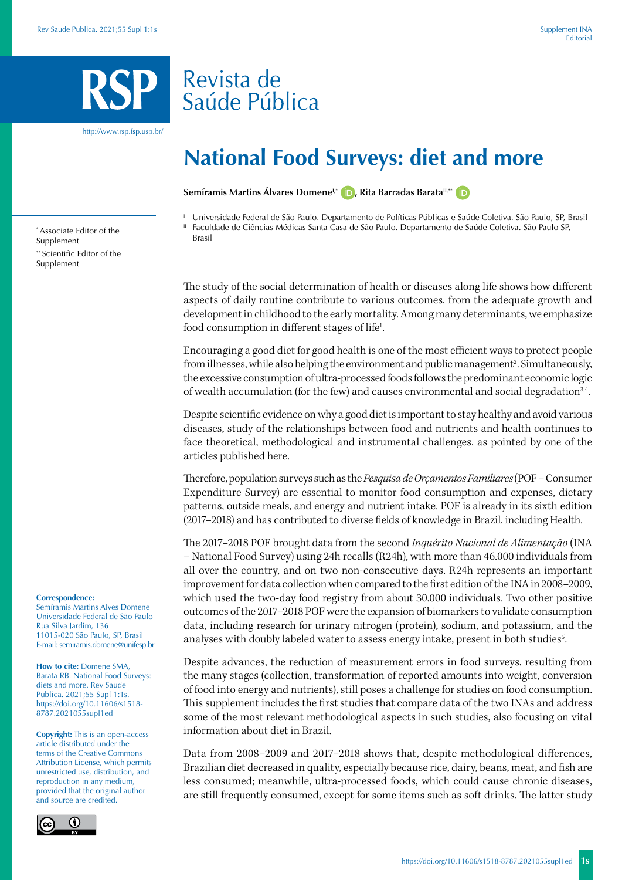# National Food Surveys: diet and more

**Semíramis Martins Álvares Domene**[I,*], **Rita Barradas Barata**[II,**]

[I] Universidade Federal de São Paulo. Departamento de Políticas Públicas e Saúde Coletiva. São Paulo, SP, Brasil

[II] Faculdade de Ciências Médicas Santa Casa de São Paulo. Departamento de Saúde Coletiva. São Paulo SP, Brasil

[*] Associate Editor of the Supplement

[**] Scientific Editor of the Supplement

**Correspondence:**
Semíramis Martins Alves Domene
Universidade Federal de São Paulo
Rua Silva Jardim, 136
11015-020 São Paulo, SP, Brasil
E-mail: semiramis.domene@unifesp.br

**How to cite:** Domene SMA, Barata RB. National Food Surveys: diets and more. Rev Saude Publica. 2021;55 Supl 1:1s. https://doi.org/10.11606/s1518-8787.2021055supl1ed

**Copyright:** This is an open-access article distributed under the terms of the Creative Commons Attribution License, which permits unrestricted use, distribution, and reproduction in any medium, provided that the original author and source are credited.

The study of the social determination of health or diseases along life shows how different aspects of daily routine contribute to various outcomes, from the adequate growth and development in childhood to the early mortality. Among many determinants, we emphasize food consumption in different stages of life[1].

Encouraging a good diet for good health is one of the most efficient ways to protect people from illnesses, while also helping the environment and public management[2]. Simultaneously, the excessive consumption of ultra-processed foods follows the predominant economic logic of wealth accumulation (for the few) and causes environmental and social degradation[3,4].

Despite scientific evidence on why a good diet is important to stay healthy and avoid various diseases, study of the relationships between food and nutrients and health continues to face theoretical, methodological and instrumental challenges, as pointed by one of the articles published here.

Therefore, population surveys such as the *Pesquisa de Orçamentos Familiares* (POF – Consumer Expenditure Survey) are essential to monitor food consumption and expenses, dietary patterns, outside meals, and energy and nutrient intake. POF is already in its sixth edition (2017–2018) and has contributed to diverse fields of knowledge in Brazil, including Health.

The 2017–2018 POF brought data from the second *Inquérito Nacional de Alimentação* (INA – National Food Survey) using 24h recalls (R24h), with more than 46.000 individuals from all over the country, and on two non-consecutive days. R24h represents an important improvement for data collection when compared to the first edition of the INA in 2008–2009, which used the two-day food registry from about 30.000 individuals. Two other positive outcomes of the 2017–2018 POF were the expansion of biomarkers to validate consumption data, including research for urinary nitrogen (protein), sodium, and potassium, and the analyses with doubly labeled water to assess energy intake, present in both studies[5].

Despite advances, the reduction of measurement errors in food surveys, resulting from the many stages (collection, transformation of reported amounts into weight, conversion of food into energy and nutrients), still poses a challenge for studies on food consumption. This supplement includes the first studies that compare data of the two INAs and address some of the most relevant methodological aspects in such studies, also focusing on vital information about diet in Brazil.

Data from 2008–2009 and 2017–2018 shows that, despite methodological differences, Brazilian diet decreased in quality, especially because rice, dairy, beans, meat, and fish are less consumed; meanwhile, ultra-processed foods, which could cause chronic diseases, are still frequently consumed, except for some items such as soft drinks. The latter study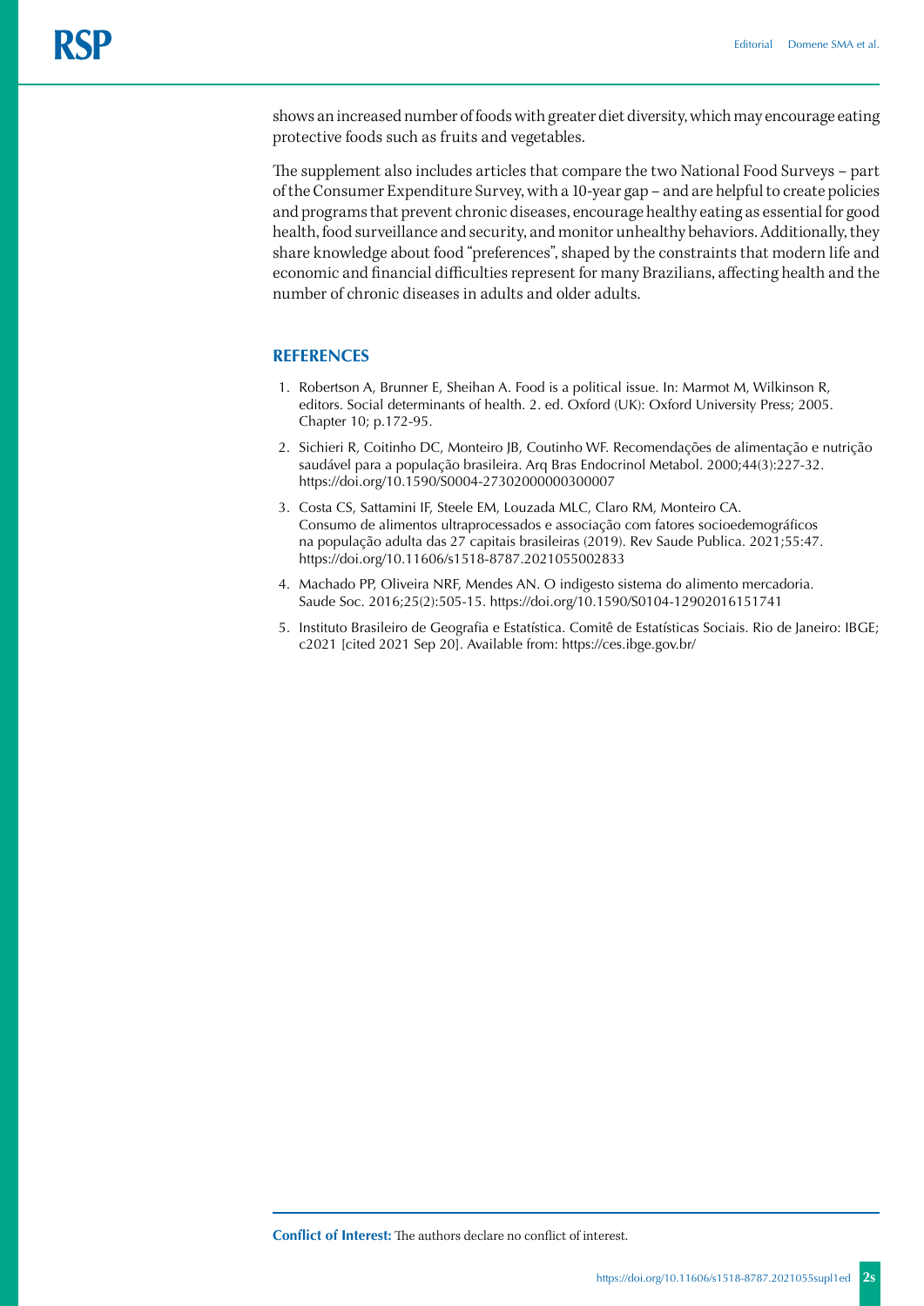shows an increased number of foods with greater diet diversity, which may encourage eating protective foods such as fruits and vegetables.

The supplement also includes articles that compare the two National Food Surveys – part of the Consumer Expenditure Survey, with a 10-year gap – and are helpful to create policies and programs that prevent chronic diseases, encourage healthy eating as essential for good health, food surveillance and security, and monitor unhealthy behaviors. Additionally, they share knowledge about food "preferences", shaped by the constraints that modern life and economic and financial difficulties represent for many Brazilians, affecting health and the number of chronic diseases in adults and older adults.

## REFERENCES

1. Robertson A, Brunner E, Sheihan A. Food is a political issue. In: Marmot M, Wilkinson R, editors. Social determinants of health. 2. ed. Oxford (UK): Oxford University Press; 2005. Chapter 10; p.172-95.
2. Sichieri R, Coitinho DC, Monteiro JB, Coutinho WF. Recomendações de alimentação e nutrição saudável para a população brasileira. Arq Bras Endocrinol Metabol. 2000;44(3):227-32. https://doi.org/10.1590/S0004-27302000000300007
3. Costa CS, Sattamini IF, Steele EM, Louzada MLC, Claro RM, Monteiro CA. Consumo de alimentos ultraprocessados e associação com fatores socioedemográficos na população adulta das 27 capitais brasileiras (2019). Rev Saude Publica. 2021;55:47. https://doi.org/10.11606/s1518-8787.2021055002833
4. Machado PP, Oliveira NRF, Mendes AN. O indigesto sistema do alimento mercadoria. Saude Soc. 2016;25(2):505-15. https://doi.org/10.1590/S0104-12902016151741
5. Instituto Brasileiro de Geografia e Estatística. Comitê de Estatísticas Sociais. Rio de Janeiro: IBGE; c2021 [cited 2021 Sep 20]. Available from: https://ces.ibge.gov.br/

**Conflict of Interest:** The authors declare no conflict of interest.